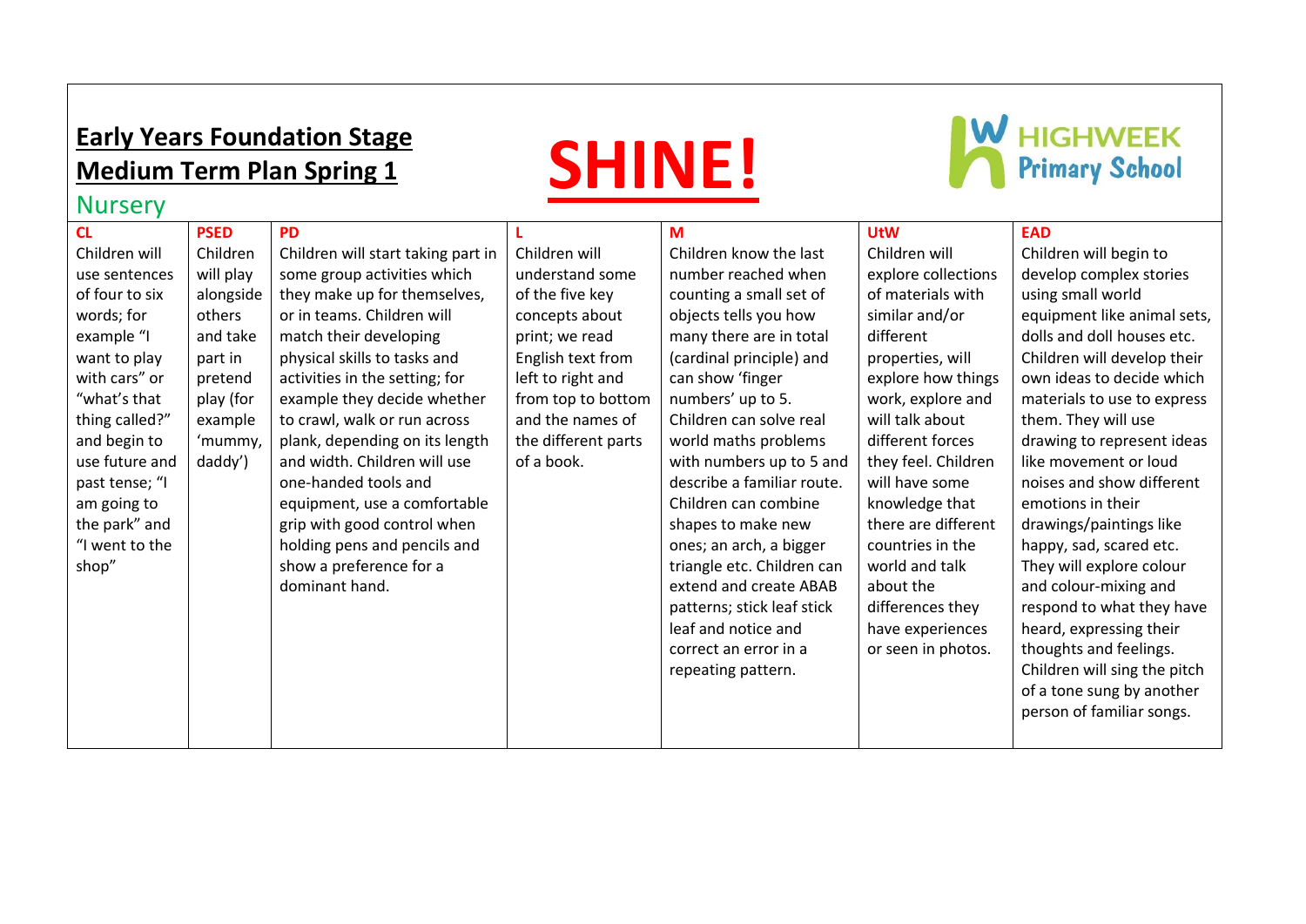# Early Years Foundation Stage
# Medium Term Plan Spring 1

# SHINE!

HIGHWEEK Primary School

## Nursery

| CL | PSED | PD | L | M | UtW | EAD |
|---|---|---|---|---|---|---|
| Children will use sentences of four to six words; for example "I want to play with cars" or "what's that thing called?" and begin to use future and past tense; "I am going to the park" and "I went to the shop" | Children will play alongside others and take part in pretend play (for example 'mummy, daddy') | Children will start taking part in some group activities which they make up for themselves, or in teams. Children will match their developing physical skills to tasks and activities in the setting; for example they decide whether to crawl, walk or run across plank, depending on its length and width. Children will use one-handed tools and equipment, use a comfortable grip with good control when holding pens and pencils and show a preference for a dominant hand. | Children will understand some of the five key concepts about print; we read English text from left to right and from top to bottom and the names of the different parts of a book. | Children know the last number reached when counting a small set of objects tells you how many there are in total (cardinal principle) and can show 'finger numbers' up to 5. Children can solve real world maths problems with numbers up to 5 and describe a familiar route. Children can combine shapes to make new ones; an arch, a bigger triangle etc. Children can extend and create ABAB patterns; stick leaf stick leaf and notice and correct an error in a repeating pattern. | Children will explore collections of materials with similar and/or different properties, will explore how things work, explore and will talk about different forces they feel. Children will have some knowledge that there are different countries in the world and talk about the differences they have experiences or seen in photos. | Children will begin to develop complex stories using small world equipment like animal sets, dolls and doll houses etc. Children will develop their own ideas to decide which materials to use to express them. They will use drawing to represent ideas like movement or loud noises and show different emotions in their drawings/paintings like happy, sad, scared etc. They will explore colour and colour-mixing and respond to what they have heard, expressing their thoughts and feelings. Children will sing the pitch of a tone sung by another person of familiar songs. |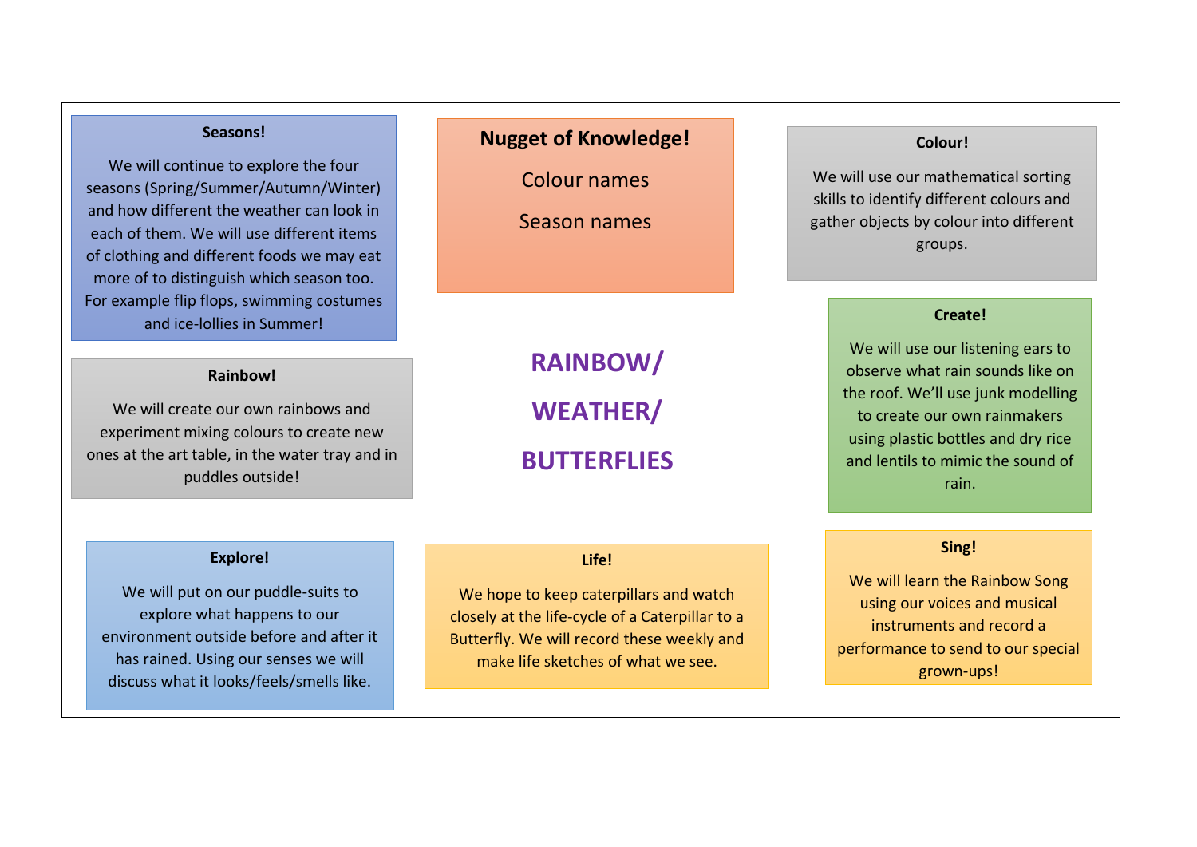# RAINBOW/ WEATHER/ BUTTERFLIES

## Nugget of Knowledge!

Colour names

Season names

### Seasons!

We will continue to explore the four seasons (Spring/Summer/Autumn/Winter) and how different the weather can look in each of them. We will use different items of clothing and different foods we may eat more of to distinguish which season too. For example flip flops, swimming costumes and ice-lollies in Summer!

### Colour!

We will use our mathematical sorting skills to identify different colours and gather objects by colour into different groups.

### Rainbow!

We will create our own rainbows and experiment mixing colours to create new ones at the art table, in the water tray and in puddles outside!

### Create!

We will use our listening ears to observe what rain sounds like on the roof. We'll use junk modelling to create our own rainmakers using plastic bottles and dry rice and lentils to mimic the sound of rain.

### Explore!

We will put on our puddle-suits to explore what happens to our environment outside before and after it has rained. Using our senses we will discuss what it looks/feels/smells like.

### Life!

We hope to keep caterpillars and watch closely at the life-cycle of a Caterpillar to a Butterfly. We will record these weekly and make life sketches of what we see.

### Sing!

We will learn the Rainbow Song using our voices and musical instruments and record a performance to send to our special grown-ups!